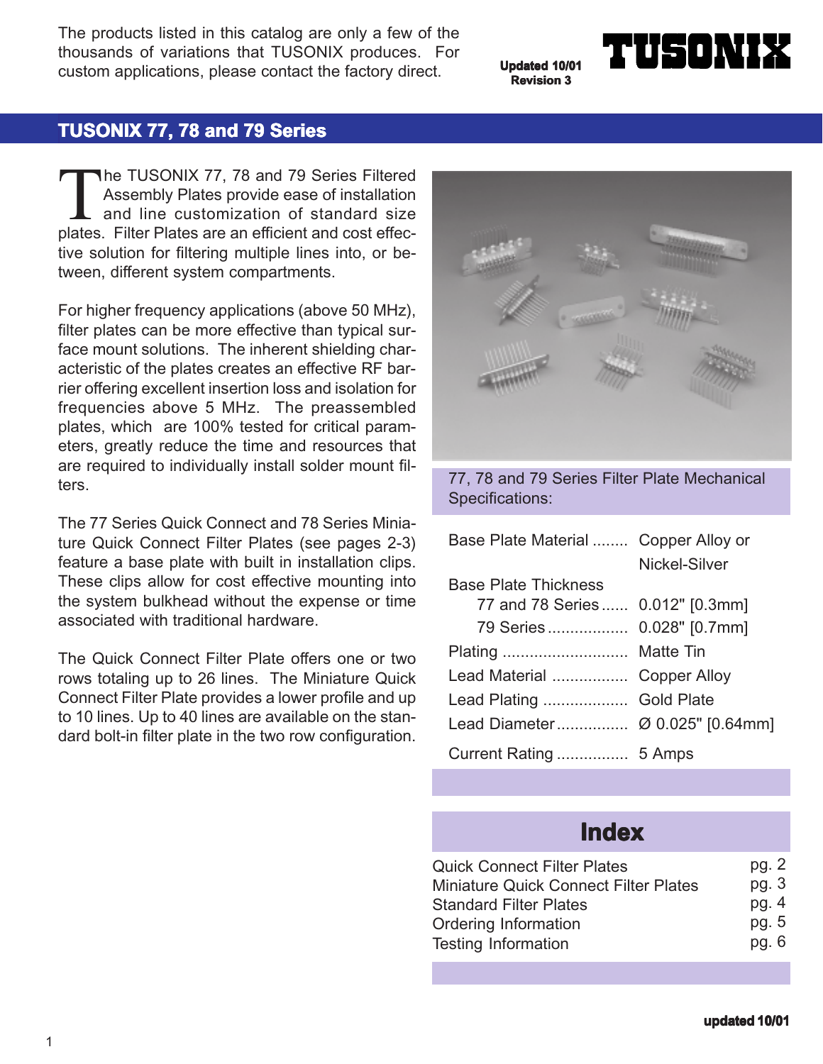The products listed in this catalog are only a few of the thousands of variations that TUSONIX produces. For custom applications, please contact the factory direct.

**Updated 10/01**
**Revision 3**

**TUSONIX**

## TUSONIX 77, 78 and 79 Series

The TUSONIX 77, 78 and 79 Series Filtered Assembly Plates provide ease of installation and line customization of standard size plates. Filter Plates are an efficient and cost effective solution for filtering multiple lines into, or between, different system compartments.

For higher frequency applications (above 50 MHz), filter plates can be more effective than typical surface mount solutions. The inherent shielding characteristic of the plates creates an effective RF barrier offering excellent insertion loss and isolation for frequencies above 5 MHz. The preassembled plates, which are 100% tested for critical parameters, greatly reduce the time and resources that are required to individually install solder mount filters.

The 77 Series Quick Connect and 78 Series Miniature Quick Connect Filter Plates (see pages 2-3) feature a base plate with built in installation clips. These clips allow for cost effective mounting into the system bulkhead without the expense or time associated with traditional hardware.

The Quick Connect Filter Plate offers one or two rows totaling up to 26 lines. The Miniature Quick Connect Filter Plate provides a lower profile and up to 10 lines. Up to 40 lines are available on the standard bolt-in filter plate in the two row configuration.

### 77, 78 and 79 Series Filter Plate Mechanical Specifications:

| | |
|---|---|
| Base Plate Material | Copper Alloy or Nickel-Silver |
| Base Plate Thickness | |
| 77 and 78 Series | 0.012" [0.3mm] |
| 79 Series | 0.028" [0.7mm] |
| Plating | Matte Tin |
| Lead Material | Copper Alloy |
| Lead Plating | Gold Plate |
| Lead Diameter | Ø 0.025" [0.64mm] |
| Current Rating | 5 Amps |

## Index

| | |
|---|---|
| Quick Connect Filter Plates | pg. 2 |
| Miniature Quick Connect Filter Plates | pg. 3 |
| Standard Filter Plates | pg. 4 |
| Ordering Information | pg. 5 |
| Testing Information | pg. 6 |

**updated 10/01**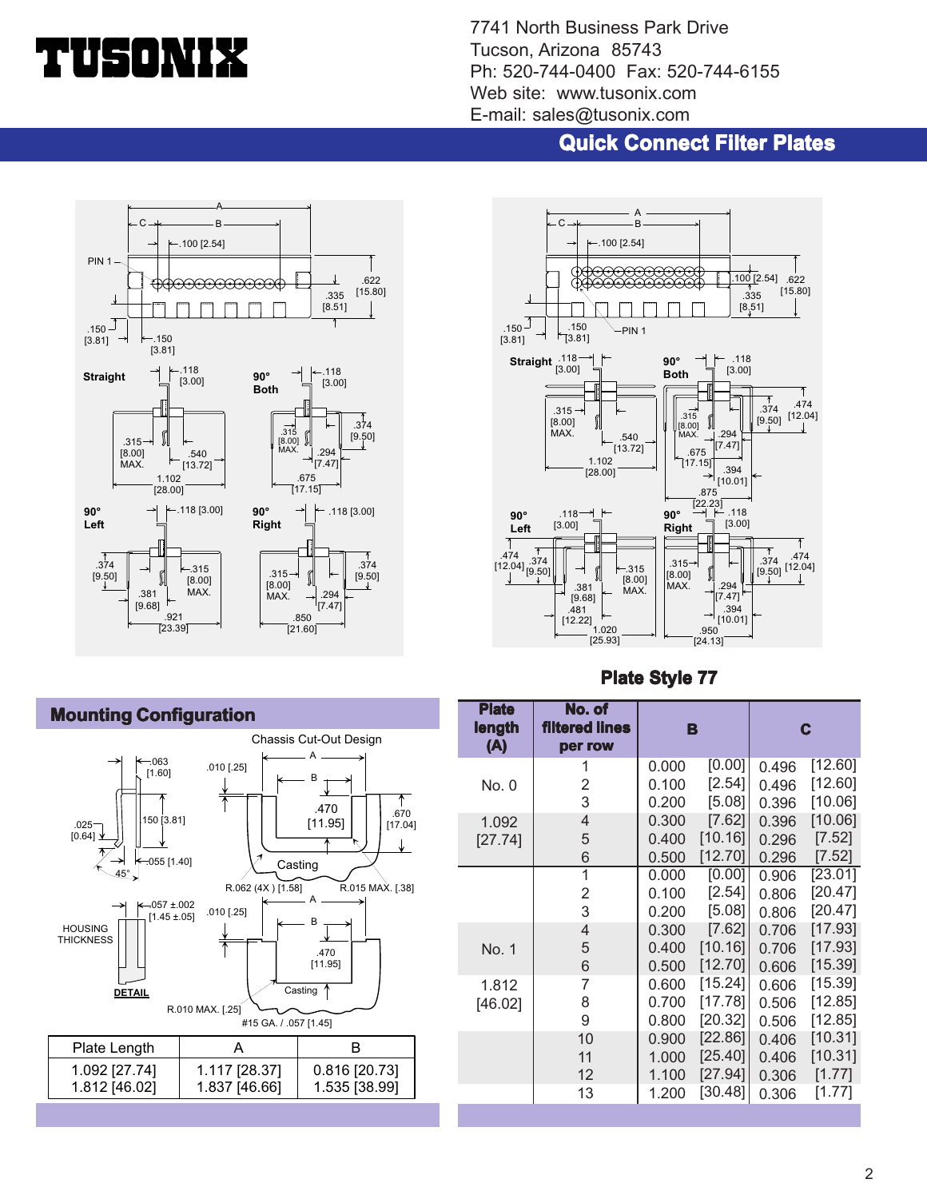# TUSONIX

7741 North Business Park Drive
Tucson, Arizona 85743
Ph: 520-744-0400 Fax: 520-744-6155
Web site: www.tusonix.com
E-mail: sales@tusonix.com

## Quick Connect Filter Plates

### Plate Style 77

## Mounting Configuration

Chassis Cut-Out Design

| Plate Length | A | B |
|---|---|---|
| 1.092 [27.74] | 1.117 [28.37] | 0.816 [20.73] |
| 1.812 [46.02] | 1.837 [46.66] | 1.535 [38.99] |

| Plate length (A) | No. of filtered lines per row | B | C |
|---|---|---|---|
| No. 0 | 1 | 0.000 [0.00] | 0.496 [12.60] |
| | 2 | 0.100 [2.54] | 0.496 [12.60] |
| | 3 | 0.200 [5.08] | 0.396 [10.06] |
| 1.092 [27.74] | 4 | 0.300 [7.62] | 0.396 [10.06] |
| | 5 | 0.400 [10.16] | 0.296 [7.52] |
| | 6 | 0.500 [12.70] | 0.296 [7.52] |
| No. 1 | 1 | 0.000 [0.00] | 0.906 [23.01] |
| | 2 | 0.100 [2.54] | 0.806 [20.47] |
| | 3 | 0.200 [5.08] | 0.806 [20.47] |
| | 4 | 0.300 [7.62] | 0.706 [17.93] |
| | 5 | 0.400 [10.16] | 0.706 [17.93] |
| | 6 | 0.500 [12.70] | 0.606 [15.39] |
| 1.812 [46.02] | 7 | 0.600 [15.24] | 0.606 [15.39] |
| | 8 | 0.700 [17.78] | 0.506 [12.85] |
| | 9 | 0.800 [20.32] | 0.506 [12.85] |
| | 10 | 0.900 [22.86] | 0.406 [10.31] |
| | 11 | 1.000 [25.40] | 0.406 [10.31] |
| | 12 | 1.100 [27.94] | 0.306 [1.77] |
| | 13 | 1.200 [30.48] | 0.306 [1.77] |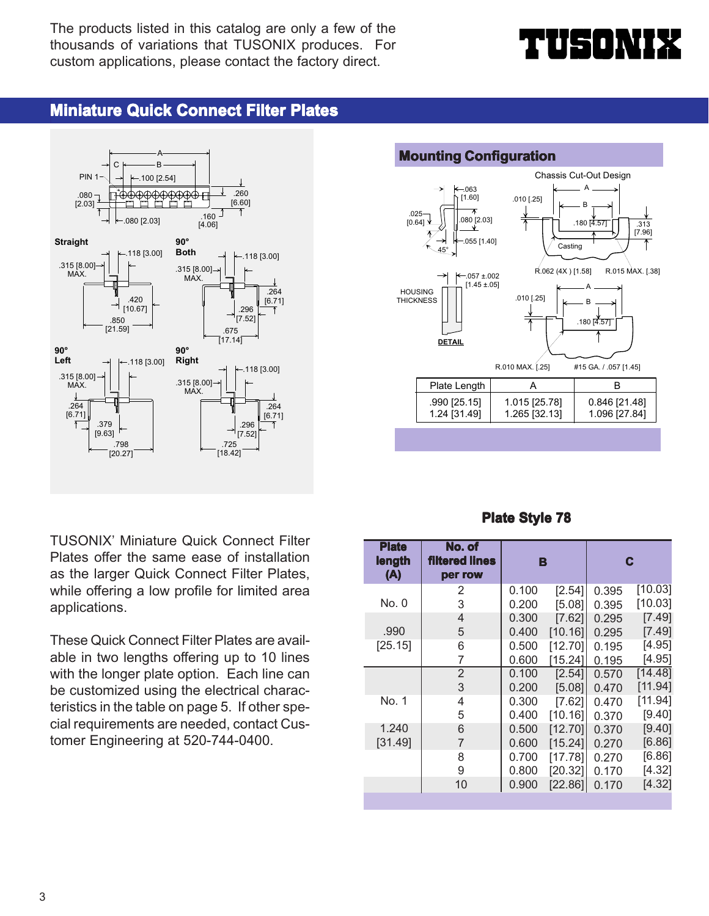The products listed in this catalog are only a few of the thousands of variations that TUSONIX produces. For custom applications, please contact the factory direct.

# TUSONIX

## Miniature Quick Connect Filter Plates

PIN 1 — A — B — C — .100 [2.54] — .080 [2.03] — .260 [6.60] — .080 [2.03] — .160 [4.06]

**Straight** — .118 [3.00] — .315 [8.00] MAX. — .420 [10.67] — .850 [21.59]

**90° Both** — .118 [3.00] — .315 [8.00] MAX. — .264 [6.71] — .296 [7.52] — .675 [17.14]

**90° Left** — .118 [3.00] — .315 [8.00] MAX. — .264 [6.71] — .379 [9.63] — .798 [20.27]

**90° Right** — .118 [3.00] — .315 [8.00] MAX. — .264 [6.71] — .296 [7.52] — .725 [18.42]

### Mounting Configuration

Chassis Cut-Out Design

.063 [1.60] — .025 [0.64] — .080 [2.03] — .055 [1.40] — 45° — .010 [.25] — A — B — .180 [4.57] — .313 [7.96] — Casting — R.062 (4X ) [1.58] — R.015 MAX. [.38]

HOUSING THICKNESS — .057 ±.002 [1.45 ±.05] — DETAIL — .010 [.25] — A — B — .180 [4.57] — R.010 MAX. [.25] — #15 GA. / .057 [1.45]

| Plate Length | A | B |
|---|---|---|
| .990 [25.15] | 1.015 [25.78] | 0.846 [21.48] |
| 1.24 [31.49] | 1.265 [32.13] | 1.096 [27.84] |

TUSONIX' Miniature Quick Connect Filter Plates offer the same ease of installation as the larger Quick Connect Filter Plates, while offering a low profile for limited area applications.

These Quick Connect Filter Plates are available in two lengths offering up to 10 lines with the longer plate option. Each line can be customized using the electrical characteristics in the table on page 5. If other special requirements are needed, contact Customer Engineering at 520-744-0400.

### Plate Style 78

| Plate length (A) | No. of filtered lines per row | B | C |
|---|---|---|---|
| No. 0 | 2 | 0.100 [2.54] | 0.395 [10.03] |
| | 3 | 0.200 [5.08] | 0.395 [10.03] |
| .990 | 4 | 0.300 [7.62] | 0.295 [7.49] |
| [25.15] | 5 | 0.400 [10.16] | 0.295 [7.49] |
| | 6 | 0.500 [12.70] | 0.195 [4.95] |
| | 7 | 0.600 [15.24] | 0.195 [4.95] |
| No. 1 | 2 | 0.100 [2.54] | 0.570 [14.48] |
| | 3 | 0.200 [5.08] | 0.470 [11.94] |
| | 4 | 0.300 [7.62] | 0.470 [11.94] |
| 1.240 | 5 | 0.400 [10.16] | 0.370 [9.40] |
| [31.49] | 6 | 0.500 [12.70] | 0.370 [9.40] |
| | 7 | 0.600 [15.24] | 0.270 [6.86] |
| | 8 | 0.700 [17.78] | 0.270 [6.86] |
| | 9 | 0.800 [20.32] | 0.170 [4.32] |
| | 10 | 0.900 [22.86] | 0.170 [4.32] |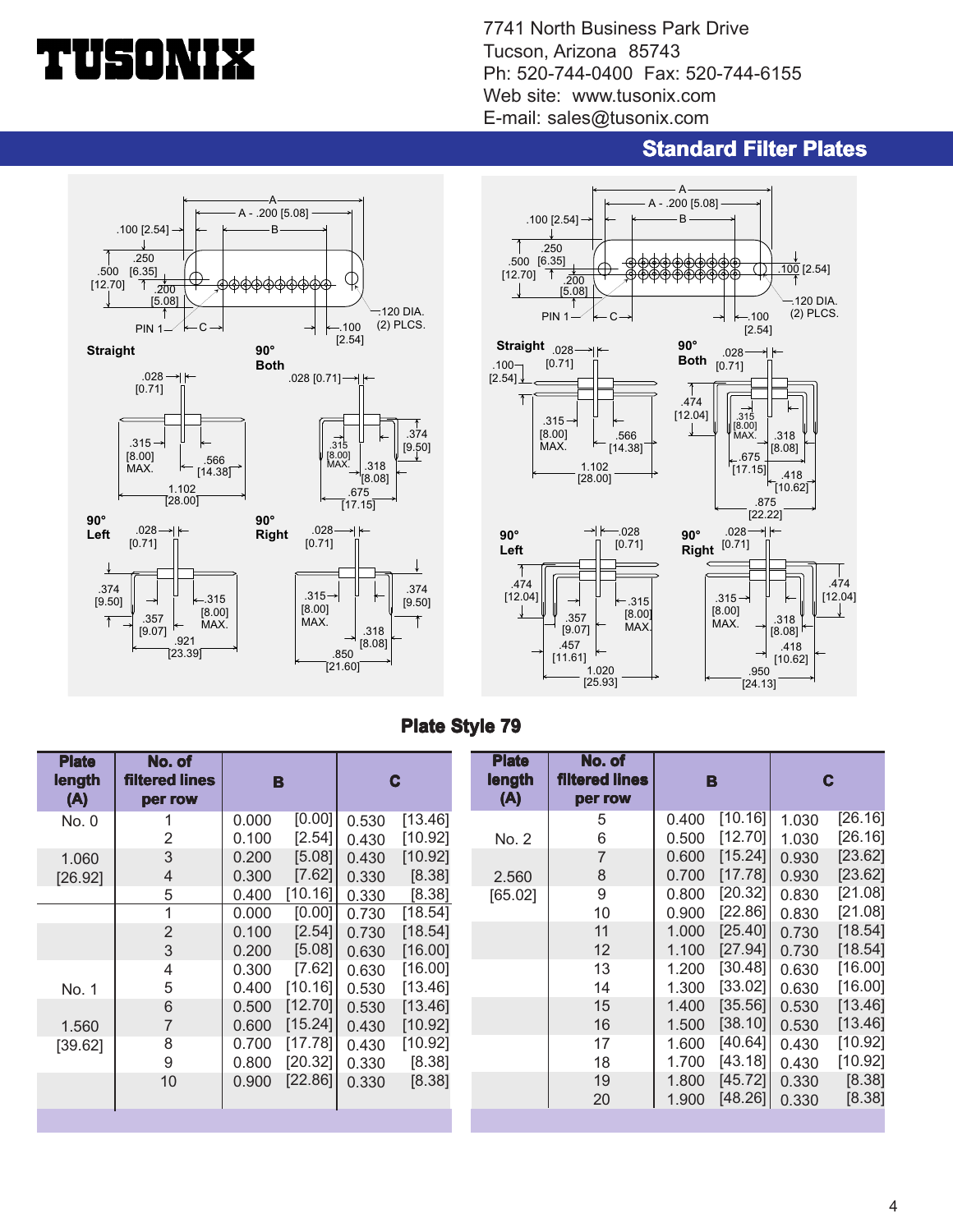# TUSONIX

7741 North Business Park Drive
Tucson, Arizona 85743
Ph: 520-744-0400 Fax: 520-744-6155
Web site: www.tusonix.com
E-mail: sales@tusonix.com

## Standard Filter Plates

A
A - .200 [5.08]
.100 [2.54]
B
.250
.500 [6.35]
[12.70]
.200
[5.08]
PIN 1
C
.100
[2.54]
.120 DIA.
(2) PLCS.

**Straight**
.028 [0.71]
.315 [8.00] MAX.
.566 [14.38]
1.102 [28.00]

**90° Both**
.028 [0.71]
.374 [9.50]
.315 [8.00] MAX.
.318 [8.08]
.675 [17.15]

**90° Left**
.028 [0.71]
.374 [9.50]
.315 [8.00] MAX.
.357 [9.07]
.921 [23.39]

**90° Right**
.028 [0.71]
.315 [8.00] MAX.
.374 [9.50]
.318 [8.08]
.850 [21.60]

A
A - .200 [5.08]
.100 [2.54]
B
.250
.500 [6.35]
[12.70]
.200
[5.08]
.100 [2.54]
PIN 1
C
.100
[2.54]
.120 DIA.
(2) PLCS.

**Straight**
.028 [0.71]
.100 [2.54]
.315 [8.00] MAX.
.566 [14.38]
1.102 [28.00]

**90° Both**
.028 [0.71]
.474 [12.04]
.315 [8.00] MAX.
.318 [8.08]
.675 [17.15]
.418 [10.62]
.875 [22.22]

**90° Left**
.028 [0.71]
.474 [12.04]
.315 [8.00] MAX.
.357 [9.07]
.457 [11.61]
1.020 [25.93]

**90° Right**
.028 [0.71]
.315 [8.00] MAX.
.474 [12.04]
.318 [8.08]
.418 [10.62]
.950 [24.13]

## Plate Style 79

| Plate length (A) | No. of filtered lines per row | B | | C | |
|---|---|---|---|---|---|
| No. 0 | 1 | 0.000 | [0.00] | 0.530 | [13.46] |
| | 2 | 0.100 | [2.54] | 0.430 | [10.92] |
| 1.060 | 3 | 0.200 | [5.08] | 0.430 | [10.92] |
| [26.92] | 4 | 0.300 | [7.62] | 0.330 | [8.38] |
| | 5 | 0.400 | [10.16] | 0.330 | [8.38] |
| | 1 | 0.000 | [0.00] | 0.730 | [18.54] |
| | 2 | 0.100 | [2.54] | 0.730 | [18.54] |
| | 3 | 0.200 | [5.08] | 0.630 | [16.00] |
| | 4 | 0.300 | [7.62] | 0.630 | [16.00] |
| No. 1 | 5 | 0.400 | [10.16] | 0.530 | [13.46] |
| | 6 | 0.500 | [12.70] | 0.530 | [13.46] |
| 1.560 | 7 | 0.600 | [15.24] | 0.430 | [10.92] |
| [39.62] | 8 | 0.700 | [17.78] | 0.430 | [10.92] |
| | 9 | 0.800 | [20.32] | 0.330 | [8.38] |
| | 10 | 0.900 | [22.86] | 0.330 | [8.38] |

| Plate length (A) | No. of filtered lines per row | B | | C | |
|---|---|---|---|---|---|
| | 5 | 0.400 | [10.16] | 1.030 | [26.16] |
| No. 2 | 6 | 0.500 | [12.70] | 1.030 | [26.16] |
| | 7 | 0.600 | [15.24] | 0.930 | [23.62] |
| 2.560 | 8 | 0.700 | [17.78] | 0.930 | [23.62] |
| [65.02] | 9 | 0.800 | [20.32] | 0.830 | [21.08] |
| | 10 | 0.900 | [22.86] | 0.830 | [21.08] |
| | 11 | 1.000 | [25.40] | 0.730 | [18.54] |
| | 12 | 1.100 | [27.94] | 0.730 | [18.54] |
| | 13 | 1.200 | [30.48] | 0.630 | [16.00] |
| | 14 | 1.300 | [33.02] | 0.630 | [16.00] |
| | 15 | 1.400 | [35.56] | 0.530 | [13.46] |
| | 16 | 1.500 | [38.10] | 0.530 | [13.46] |
| | 17 | 1.600 | [40.64] | 0.430 | [10.92] |
| | 18 | 1.700 | [43.18] | 0.430 | [10.92] |
| | 19 | 1.800 | [45.72] | 0.330 | [8.38] |
| | 20 | 1.900 | [48.26] | 0.330 | [8.38] |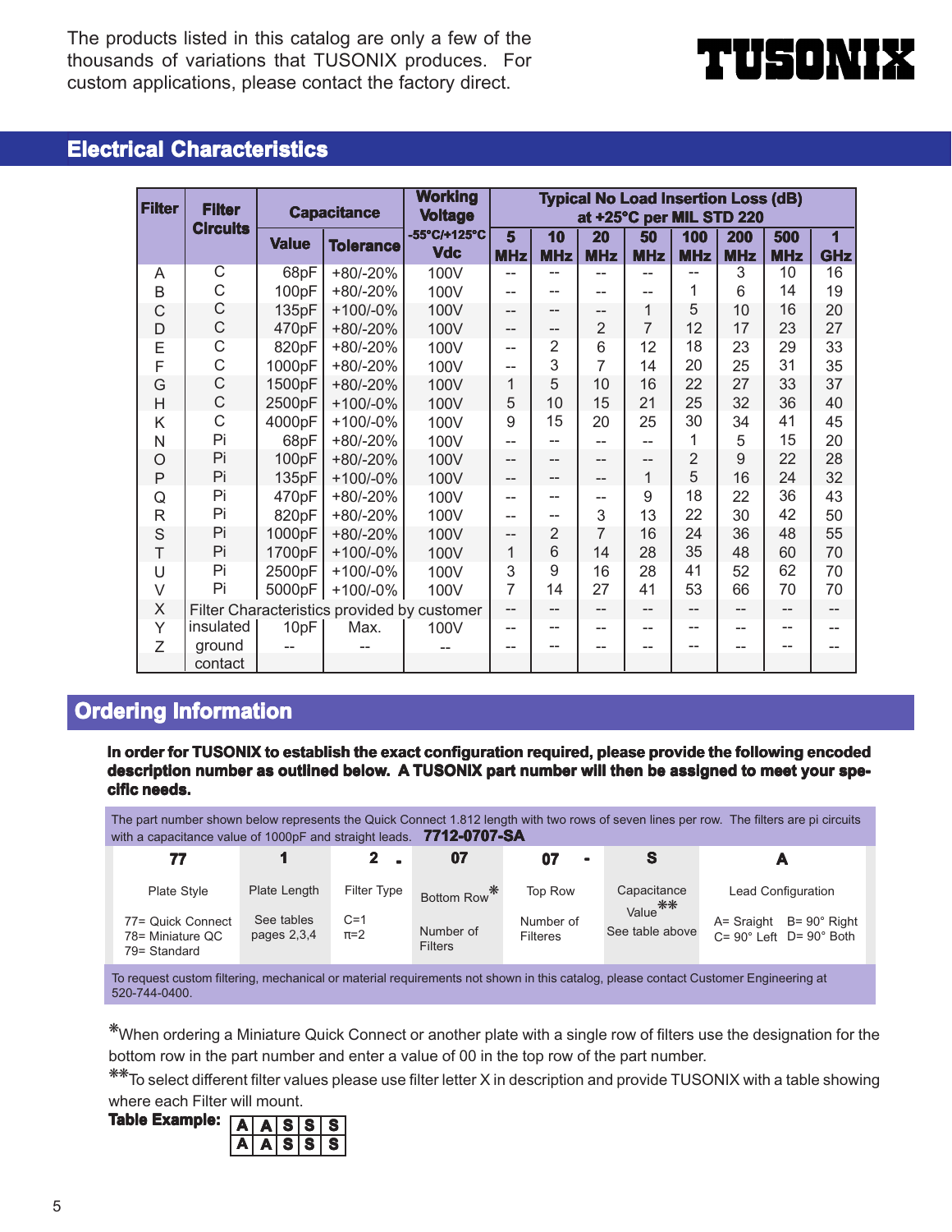The products listed in this catalog are only a few of the thousands of variations that TUSONIX produces. For custom applications, please contact the factory direct.

TUSONIX

## Electrical Characteristics

| Filter | Filter Circuits | Capacitance | | Working Voltage -55°C/+125°C Vdc | Typical No Load Insertion Loss (dB) at +25°C per MIL STD 220 | | | | | | | |
|---|---|---|---|---|---|---|---|---|---|---|---|---|
| | | Value | Tolerance | | 5 MHz | 10 MHz | 20 MHz | 50 MHz | 100 MHz | 200 MHz | 500 MHz | 1 GHz |
| A | C | 68pF | +80/-20% | 100V | -- | -- | -- | -- | -- | 3 | 10 | 16 |
| B | C | 100pF | +80/-20% | 100V | -- | -- | -- | -- | 1 | 6 | 14 | 19 |
| C | C | 135pF | +100/-0% | 100V | -- | -- | -- | 1 | 5 | 10 | 16 | 20 |
| D | C | 470pF | +80/-20% | 100V | -- | -- | 2 | 7 | 12 | 17 | 23 | 27 |
| E | C | 820pF | +80/-20% | 100V | -- | 2 | 6 | 12 | 18 | 23 | 29 | 33 |
| F | C | 1000pF | +80/-20% | 100V | -- | 3 | 7 | 14 | 20 | 25 | 31 | 35 |
| G | C | 1500pF | +80/-20% | 100V | 1 | 5 | 10 | 16 | 22 | 27 | 33 | 37 |
| H | C | 2500pF | +100/-0% | 100V | 5 | 10 | 15 | 21 | 25 | 32 | 36 | 40 |
| K | C | 4000pF | +80/-20% | 100V | 9 | 15 | 20 | 25 | 30 | 34 | 41 | 45 |
| N | Pi | 68pF | +80/-20% | 100V | -- | -- | -- | -- | 1 | 5 | 15 | 20 |
| O | Pi | 100pF | +80/-20% | 100V | -- | -- | -- | -- | 2 | 9 | 22 | 28 |
| P | Pi | 135pF | +100/-0% | 100V | -- | -- | -- | 1 | 5 | 16 | 24 | 32 |
| Q | Pi | 470pF | +80/-20% | 100V | -- | -- | -- | 9 | 18 | 22 | 36 | 43 |
| R | Pi | 820pF | +80/-20% | 100V | -- | -- | 3 | 13 | 22 | 30 | 42 | 50 |
| S | Pi | 1000pF | +80/-20% | 100V | -- | 2 | 7 | 16 | 24 | 36 | 48 | 55 |
| T | Pi | 1700pF | +100/-0% | 100V | 1 | 6 | 14 | 28 | 35 | 48 | 60 | 70 |
| U | Pi | 2500pF | +100/-0% | 100V | 3 | 9 | 16 | 28 | 41 | 52 | 62 | 70 |
| V | Pi | 5000pF | +100/-0% | 100V | 7 | 14 | 27 | 41 | 53 | 66 | 70 | 70 |
| X | Filter Characteristics provided by customer | | | | -- | -- | -- | -- | -- | -- | -- | -- |
| Y | insulated | 10pF | Max. | 100V | -- | -- | -- | -- | -- | -- | -- | -- |
| Z | ground contact | -- | -- | -- | -- | -- | -- | -- | -- | -- | -- | -- |

## Ordering Information

**In order for TUSONIX to establish the exact configuration required, please provide the following encoded description number as outlined below. A TUSONIX part number will then be assigned to meet your specific needs.**

The part number shown below represents the Quick Connect 1.812 length with two rows of seven lines per row. The filters are pi circuits with a capacitance value of 1000pF and straight leads. **7712-0707-SA**

| 77 | 1 | 2 - | 07 | 07 - | S | A |
|---|---|---|---|---|---|---|
| Plate Style | Plate Length | Filter Type | Bottom Row* | Top Row | Capacitance Value** | Lead Configuration |
| 77= Quick Connect<br>78= Miniature QC<br>79= Standard | See tables pages 2,3,4 | C=1<br>π=2 | Number of Filters | Number of Filteres | See table above | A= Sraight B= 90° Right<br>C= 90° Left D= 90° Both |

To request custom filtering, mechanical or material requirements not shown in this catalog, please contact Customer Engineering at 520-744-0400.

*When ordering a Miniature Quick Connect or another plate with a single row of filters use the designation for the bottom row in the part number and enter a value of 00 in the top row of the part number.

**To select different filter values please use filter letter X in description and provide TUSONIX with a table showing where each Filter will mount.

**Table Example:**

| A | A | S | S | S |
|---|---|---|---|---|
| A | A | S | S | S |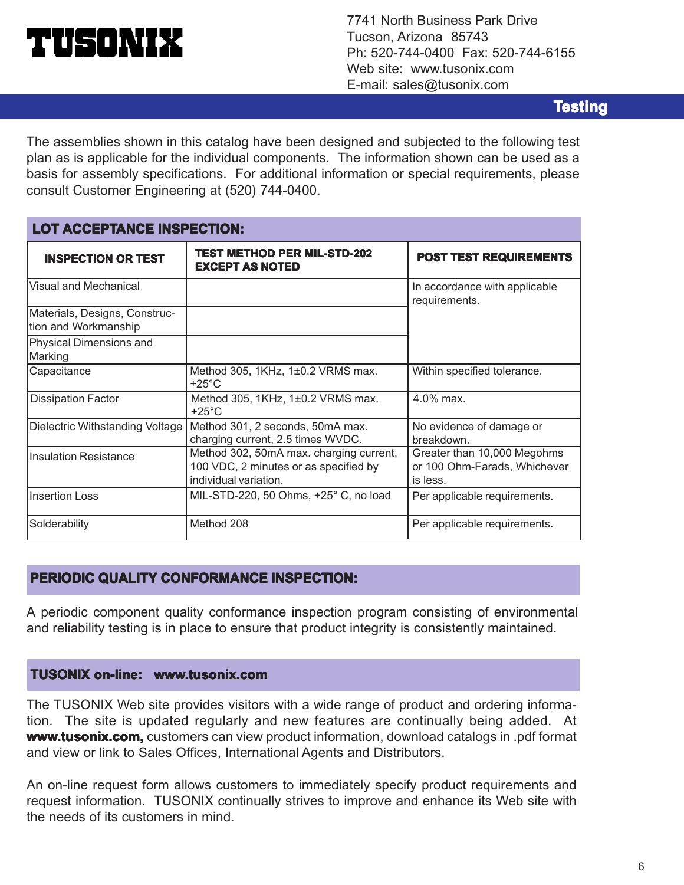# TUSONIX

7741 North Business Park Drive
Tucson, Arizona 85743
Ph: 520-744-0400 Fax: 520-744-6155
Web site: www.tusonix.com
E-mail: sales@tusonix.com

## Testing

The assemblies shown in this catalog have been designed and subjected to the following test plan as is applicable for the individual components. The information shown can be used as a basis for assembly specifications. For additional information or special requirements, please consult Customer Engineering at (520) 744-0400.

### LOT ACCEPTANCE INSPECTION:

| INSPECTION OR TEST | TEST METHOD PER MIL-STD-202 EXCEPT AS NOTED | POST TEST REQUIREMENTS |
|---|---|---|
| Visual and Mechanical | | In accordance with applicable requirements. |
| Materials, Designs, Construction and Workmanship | | |
| Physical Dimensions and Marking | | |
| Capacitance | Method 305, 1KHz, 1±0.2 VRMS max. +25°C | Within specified tolerance. |
| Dissipation Factor | Method 305, 1KHz, 1±0.2 VRMS max. +25°C | 4.0% max. |
| Dielectric Withstanding Voltage | Method 301, 2 seconds, 50mA max. charging current, 2.5 times WVDC. | No evidence of damage or breakdown. |
| Insulation Resistance | Method 302, 50mA max. charging current, 100 VDC, 2 minutes or as specified by individual variation. | Greater than 10,000 Megohms or 100 Ohm-Farads, Whichever is less. |
| Insertion Loss | MIL-STD-220, 50 Ohms, +25° C, no load | Per applicable requirements. |
| Solderability | Method 208 | Per applicable requirements. |

### PERIODIC QUALITY CONFORMANCE INSPECTION:

A periodic component quality conformance inspection program consisting of environmental and reliability testing is in place to ensure that product integrity is consistently maintained.

### TUSONIX on-line: www.tusonix.com

The TUSONIX Web site provides visitors with a wide range of product and ordering information. The site is updated regularly and new features are continually being added. At **www.tusonix.com,** customers can view product information, download catalogs in .pdf format and view or link to Sales Offices, International Agents and Distributors.

An on-line request form allows customers to immediately specify product requirements and request information. TUSONIX continually strives to improve and enhance its Web site with the needs of its customers in mind.